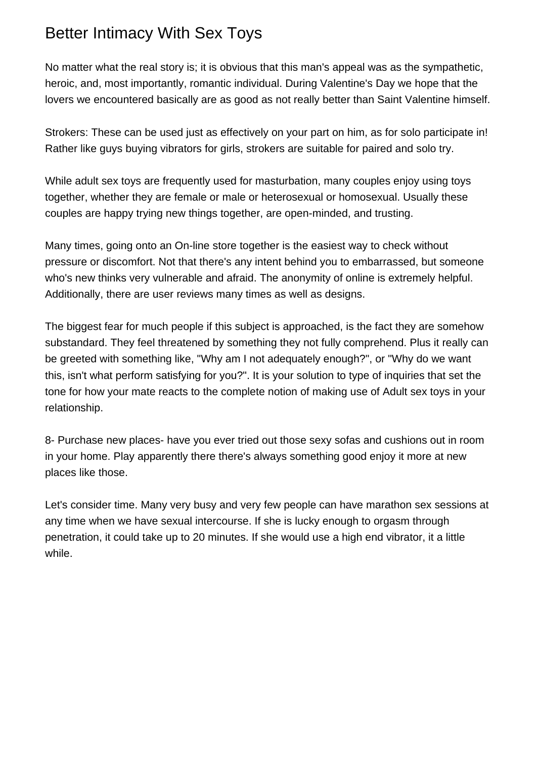# Better Intimacy With Sex Toys

No matter what the real story is; it is obvious that this man's appeal was as the sympathetic, heroic, and, most importantly, romantic individual. During Valentine's Day we hope that the lovers we encountered basically are as good as not really better than Saint Valentine himself.

Strokers: These can be used just as effectively on your part on him, as for solo participate in! Rather like guys buying vibrators for girls, strokers are suitable for paired and solo try.

While adult sex toys are frequently used for masturbation, many couples enjoy using toys together, whether they are female or male or heterosexual or homosexual. Usually these couples are happy trying new things together, are open-minded, and trusting.

Many times, going onto an On-line store together is the easiest way to check without pressure or discomfort. Not that there's any intent behind you to embarrassed, but someone who's new thinks very vulnerable and afraid. The anonymity of online is extremely helpful. Additionally, there are user reviews many times as well as designs.

The biggest fear for much people if this subject is approached, is the fact they are somehow substandard. They feel threatened by something they not fully comprehend. Plus it really can be greeted with something like, "Why am I not adequately enough?", or "Why do we want this, isn't what perform satisfying for you?". It is your solution to type of inquiries that set the tone for how your mate reacts to the complete notion of making use of Adult sex toys in your relationship.

8- Purchase new places- have you ever tried out those sexy sofas and cushions out in room in your home. Play apparently there there's always something good enjoy it more at new places like those.

Let's consider time. Many very busy and very few people can have marathon sex sessions at any time when we have sexual intercourse. If she is lucky enough to orgasm through penetration, it could take up to 20 minutes. If she would use a high end vibrator, it a little while.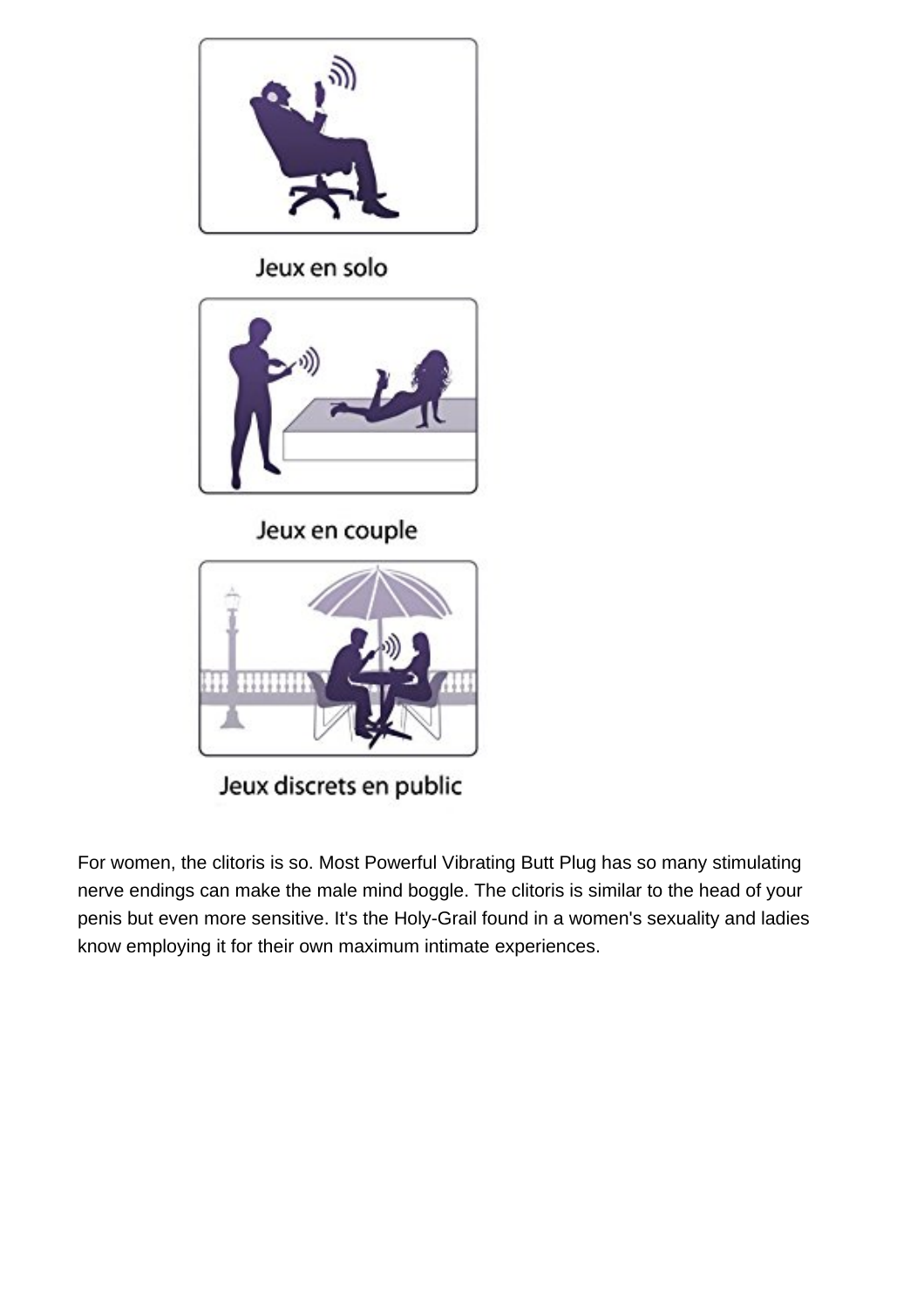Jeux en solo

Jeux en couple

Jeux discrets en public

For women, the clitoris is so. Most Powerful Vibrating Butt Plug has so many stimulating nerve endings can make the male mind boggle. The clitoris is similar to the head of your penis but even more sensitive. It's the Holy-Grail found in a women's sexuality and ladies know employing it for their own maximum intimate experiences.